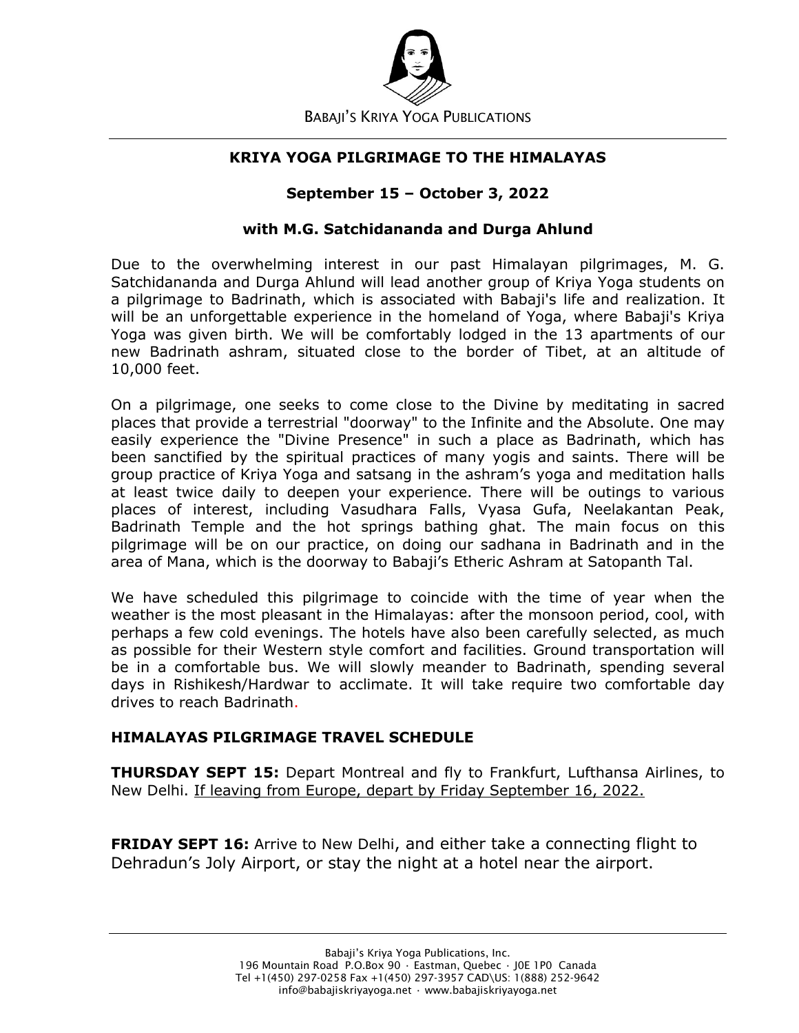BABAJI'S KRIYA YOGA PUBLICATIONS

# KRIYA YOGA PILGRIMAGE TO THE HIMALAYAS

## September 15 – October 3, 2022

### with M.G. Satchidananda and Durga Ahlund

Due to the overwhelming interest in our past Himalayan pilgrimages, M. G. Satchidananda and Durga Ahlund will lead another group of Kriya Yoga students on a pilgrimage to Badrinath, which is associated with Babaji's life and realization. It will be an unforgettable experience in the homeland of Yoga, where Babaji's Kriya Yoga was given birth. We will be comfortably lodged in the 13 apartments of our new Badrinath ashram, situated close to the border of Tibet, at an altitude of 10,000 feet.

On a pilgrimage, one seeks to come close to the Divine by meditating in sacred places that provide a terrestrial "doorway" to the Infinite and the Absolute. One may easily experience the "Divine Presence" in such a place as Badrinath, which has been sanctified by the spiritual practices of many yogis and saints. There will be group practice of Kriya Yoga and satsang in the ashram's yoga and meditation halls at least twice daily to deepen your experience. There will be outings to various places of interest, including Vasudhara Falls, Vyasa Gufa, Neelakantan Peak, Badrinath Temple and the hot springs bathing ghat. The main focus on this pilgrimage will be on our practice, on doing our sadhana in Badrinath and in the area of Mana, which is the doorway to Babaji's Etheric Ashram at Satopanth Tal.

We have scheduled this pilgrimage to coincide with the time of year when the weather is the most pleasant in the Himalayas: after the monsoon period, cool, with perhaps a few cold evenings. The hotels have also been carefully selected, as much as possible for their Western style comfort and facilities. Ground transportation will be in a comfortable bus. We will slowly meander to Badrinath, spending several days in Rishikesh/Hardwar to acclimate. It will take require two comfortable day drives to reach Badrinath.

## HIMALAYAS PILGRIMAGE TRAVEL SCHEDULE

**THURSDAY SEPT 15:** Depart Montreal and fly to Frankfurt, Lufthansa Airlines, to New Delhi. If leaving from Europe, depart by Friday September 16, 2022.

**FRIDAY SEPT 16:** Arrive to New Delhi, and either take a connecting flight to Dehradun's Joly Airport, or stay the night at a hotel near the airport.

Babaji's Kriya Yoga Publications, Inc.
196 Mountain Road P.O.Box 90 · Eastman, Quebec · J0E 1P0 Canada
Tel +1(450) 297-0258 Fax +1(450) 297-3957 CAD\US: 1(888) 252-9642
info@babajiskriyayoga.net · www.babajiskriyayoga.net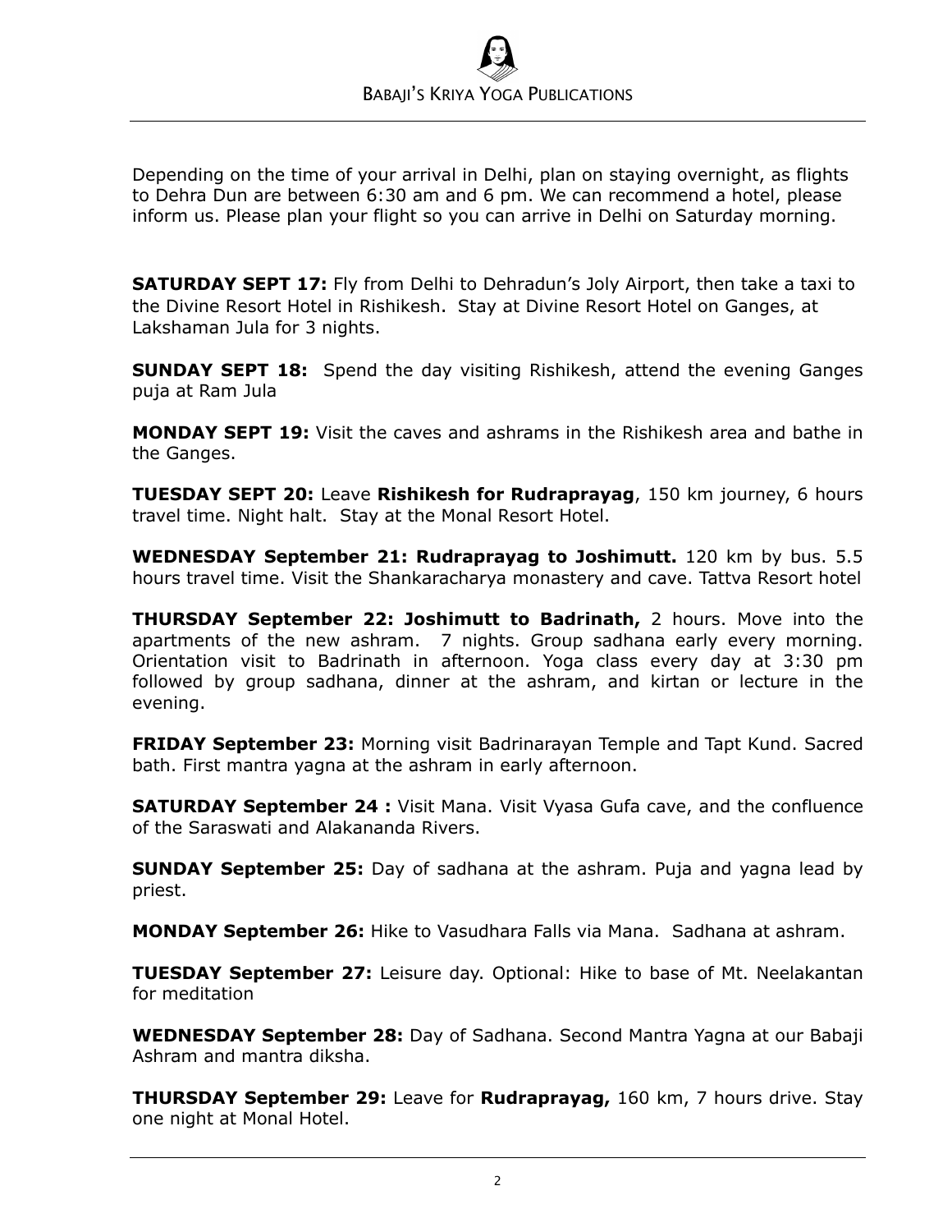Depending on the time of your arrival in Delhi, plan on staying overnight, as flights to Dehra Dun are between 6:30 am and 6 pm. We can recommend a hotel, please inform us. Please plan your flight so you can arrive in Delhi on Saturday morning.

**SATURDAY SEPT 17:** Fly from Delhi to Dehradun's Joly Airport, then take a taxi to the Divine Resort Hotel in Rishikesh. Stay at Divine Resort Hotel on Ganges, at Lakshaman Jula for 3 nights.

**SUNDAY SEPT 18:** Spend the day visiting Rishikesh, attend the evening Ganges puja at Ram Jula

**MONDAY SEPT 19:** Visit the caves and ashrams in the Rishikesh area and bathe in the Ganges.

**TUESDAY SEPT 20:** Leave **Rishikesh for Rudraprayag**, 150 km journey, 6 hours travel time. Night halt. Stay at the Monal Resort Hotel.

**WEDNESDAY September 21: Rudraprayag to Joshimutt.** 120 km by bus. 5.5 hours travel time. Visit the Shankaracharya monastery and cave. Tattva Resort hotel

**THURSDAY September 22: Joshimutt to Badrinath,** 2 hours. Move into the apartments of the new ashram. 7 nights. Group sadhana early every morning. Orientation visit to Badrinath in afternoon. Yoga class every day at 3:30 pm followed by group sadhana, dinner at the ashram, and kirtan or lecture in the evening.

**FRIDAY September 23:** Morning visit Badrinarayan Temple and Tapt Kund. Sacred bath. First mantra yagna at the ashram in early afternoon.

**SATURDAY September 24 :** Visit Mana. Visit Vyasa Gufa cave, and the confluence of the Saraswati and Alakananda Rivers.

**SUNDAY September 25:** Day of sadhana at the ashram. Puja and yagna lead by priest.

**MONDAY September 26:** Hike to Vasudhara Falls via Mana. Sadhana at ashram.

**TUESDAY September 27:** Leisure day. Optional: Hike to base of Mt. Neelakantan for meditation

**WEDNESDAY September 28:** Day of Sadhana. Second Mantra Yagna at our Babaji Ashram and mantra diksha.

**THURSDAY September 29:** Leave for **Rudraprayag,** 160 km, 7 hours drive. Stay one night at Monal Hotel.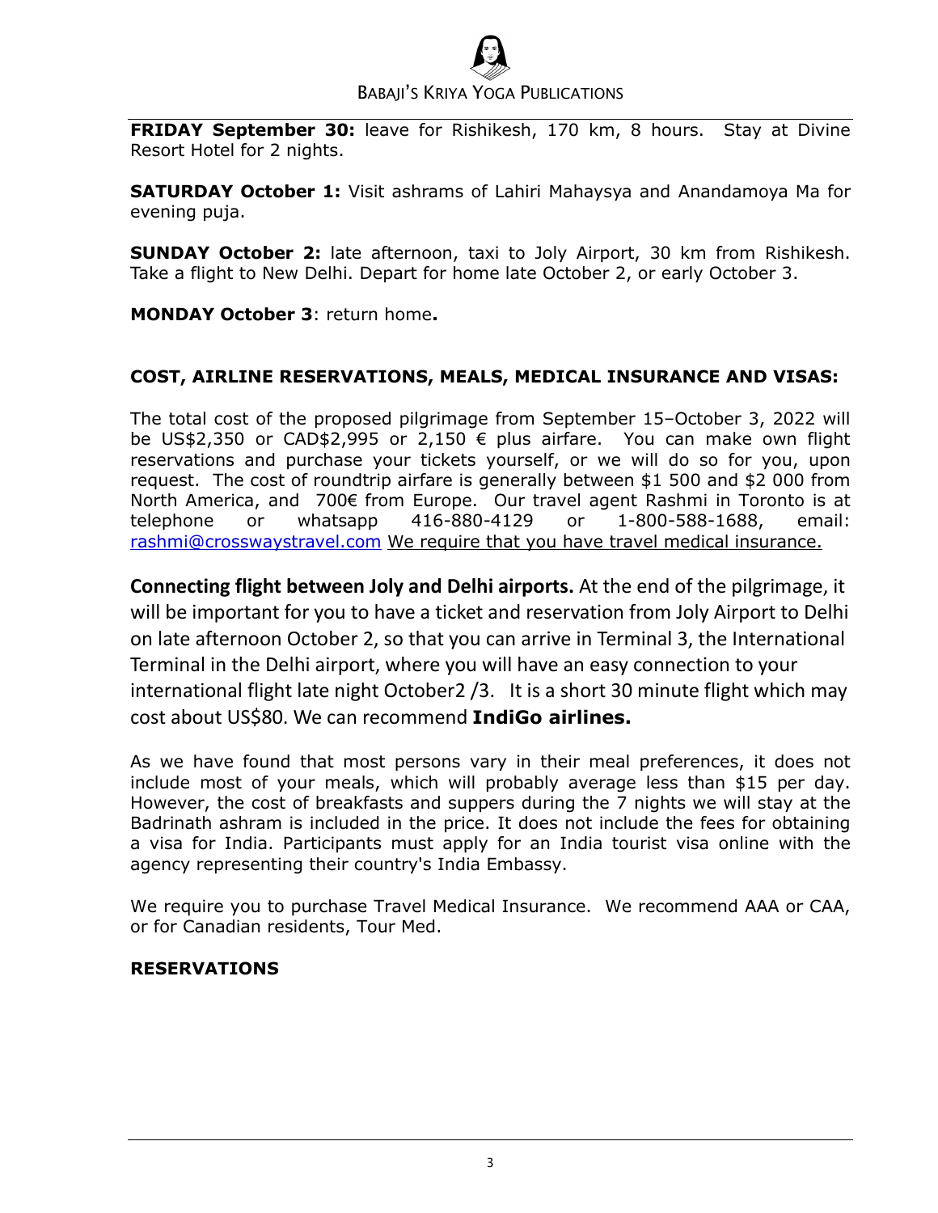**FRIDAY September 30:** leave for Rishikesh, 170 km, 8 hours. Stay at Divine Resort Hotel for 2 nights.

**SATURDAY October 1:** Visit ashrams of Lahiri Mahaysya and Anandamoya Ma for evening puja.

**SUNDAY October 2:** late afternoon, taxi to Joly Airport, 30 km from Rishikesh. Take a flight to New Delhi. Depart for home late October 2, or early October 3.

**MONDAY October 3**: return home**.**

**COST, AIRLINE RESERVATIONS, MEALS, MEDICAL INSURANCE AND VISAS:**

The total cost of the proposed pilgrimage from September 15–October 3, 2022 will be US$2,350 or CAD$2,995 or 2,150 € plus airfare. You can make own flight reservations and purchase your tickets yourself, or we will do so for you, upon request. The cost of roundtrip airfare is generally between $1 500 and $2 000 from North America, and 700€ from Europe. Our travel agent Rashmi in Toronto is at telephone or whatsapp 416-880-4129 or 1-800-588-1688, email: rashmi@crosswaystravel.com We require that you have travel medical insurance.

**Connecting flight between Joly and Delhi airports.** At the end of the pilgrimage, it will be important for you to have a ticket and reservation from Joly Airport to Delhi on late afternoon October 2, so that you can arrive in Terminal 3, the International Terminal in the Delhi airport, where you will have an easy connection to your international flight late night October2 /3. It is a short 30 minute flight which may cost about US$80. We can recommend **IndiGo airlines.**

As we have found that most persons vary in their meal preferences, it does not include most of your meals, which will probably average less than $15 per day. However, the cost of breakfasts and suppers during the 7 nights we will stay at the Badrinath ashram is included in the price. It does not include the fees for obtaining a visa for India. Participants must apply for an India tourist visa online with the agency representing their country's India Embassy.

We require you to purchase Travel Medical Insurance. We recommend AAA or CAA, or for Canadian residents, Tour Med.

**RESERVATIONS**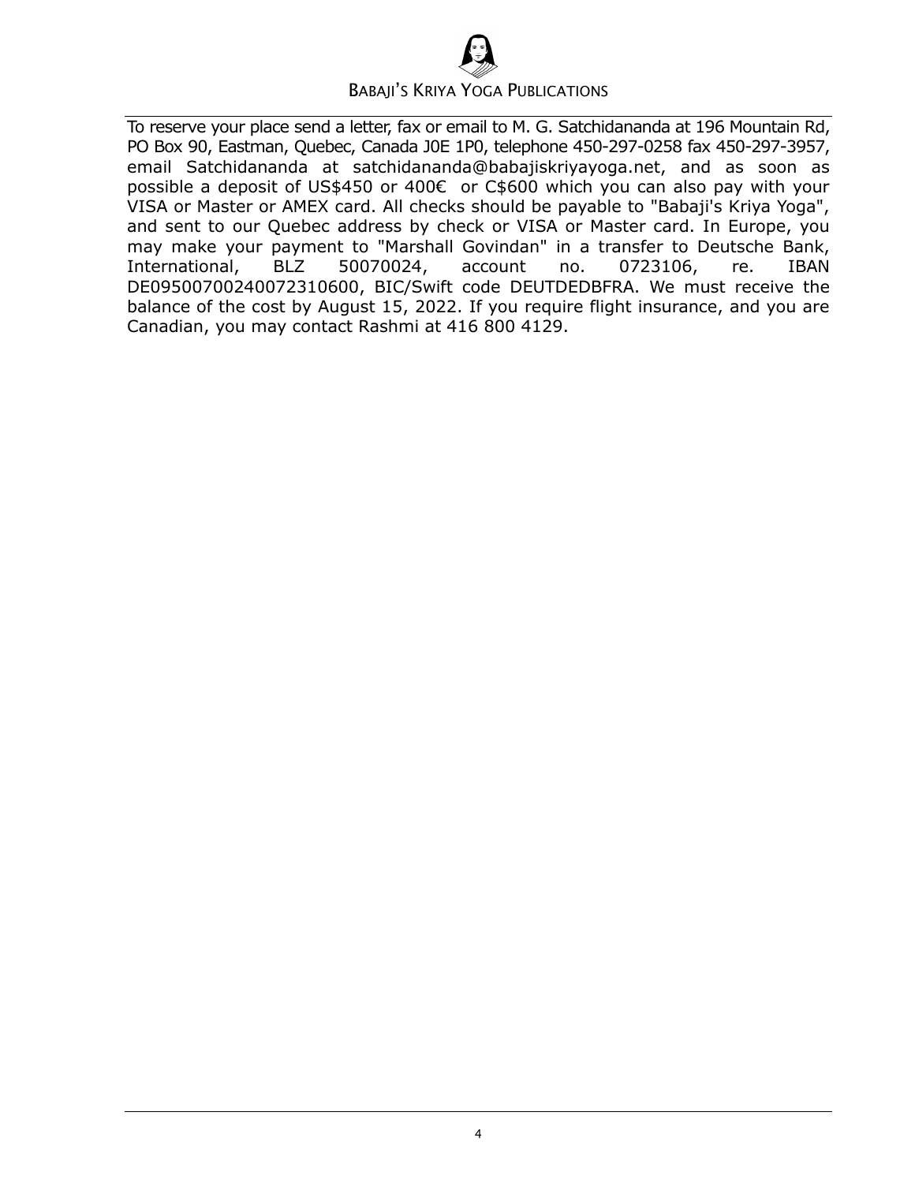To reserve your place send a letter, fax or email to M. G. Satchidananda at 196 Mountain Rd, PO Box 90, Eastman, Quebec, Canada J0E 1P0, telephone 450-297-0258 fax 450-297-3957, email Satchidananda at satchidananda@babajiskriyayoga.net, and as soon as possible a deposit of US$450 or 400€ or C$600 which you can also pay with your VISA or Master or AMEX card. All checks should be payable to "Babaji's Kriya Yoga", and sent to our Quebec address by check or VISA or Master card. In Europe, you may make your payment to "Marshall Govindan" in a transfer to Deutsche Bank, International, BLZ 50070024, account no. 0723106, re. IBAN DE09500700240072310600, BIC/Swift code DEUTDEDBFRA. We must receive the balance of the cost by August 15, 2022. If you require flight insurance, and you are Canadian, you may contact Rashmi at 416 800 4129.